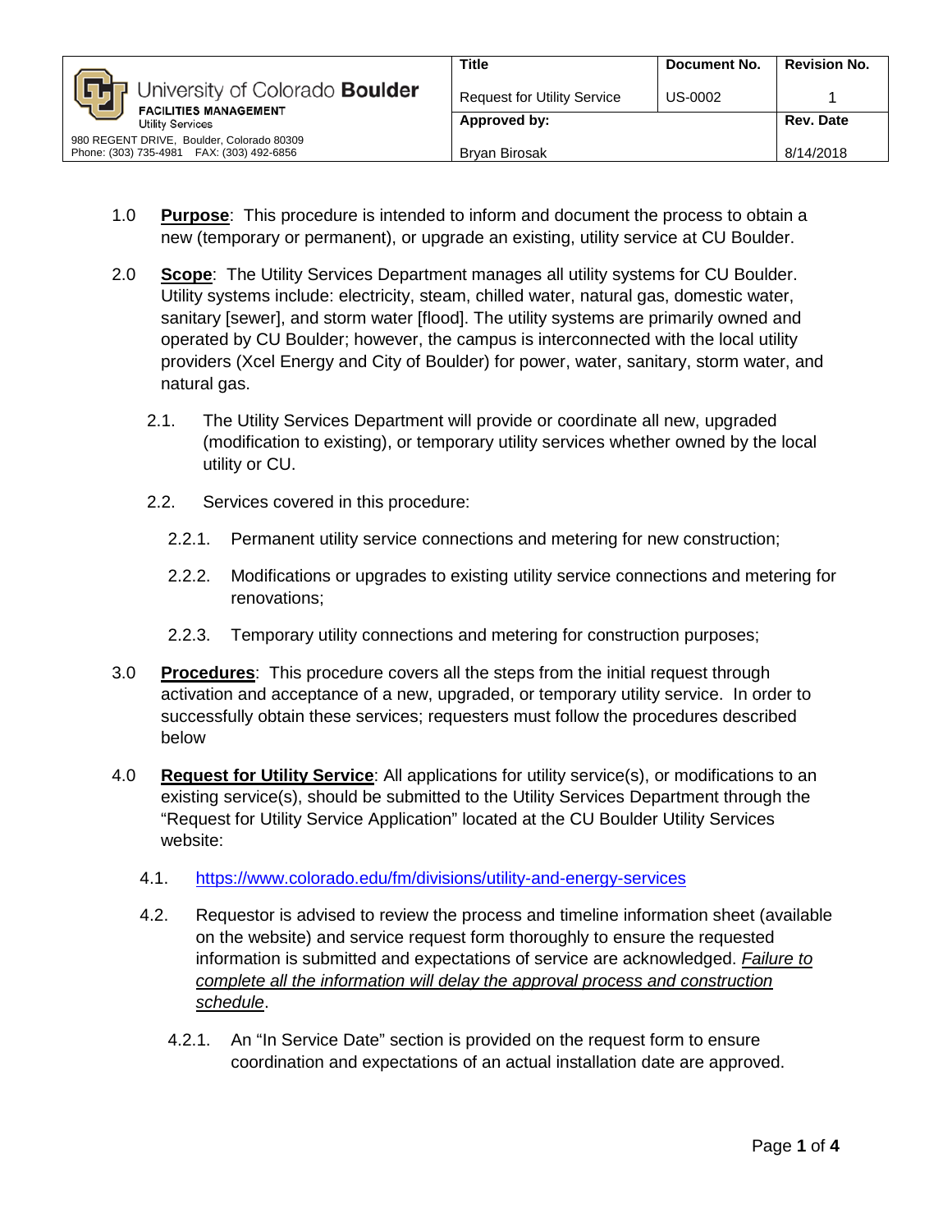| University of Colorado Boulder FACILITIES MANAGEMENT Utility Services 980 REGENT DRIVE, Boulder, Colorado 80309 Phone: (303) 735-4981 FAX: (303) 492-6856 | Title | Document No. | Revision No. |
|---|---|---|---|
| | Request for Utility Service | US-0002 | 1 |
| | **Approved by:** | | **Rev. Date** |
| | Bryan Birosak | | 8/14/2018 |

1.0 **Purpose**: This procedure is intended to inform and document the process to obtain a new (temporary or permanent), or upgrade an existing, utility service at CU Boulder.

2.0 **Scope**: The Utility Services Department manages all utility systems for CU Boulder. Utility systems include: electricity, steam, chilled water, natural gas, domestic water, sanitary [sewer], and storm water [flood]. The utility systems are primarily owned and operated by CU Boulder; however, the campus is interconnected with the local utility providers (Xcel Energy and City of Boulder) for power, water, sanitary, storm water, and natural gas.

2.1. The Utility Services Department will provide or coordinate all new, upgraded (modification to existing), or temporary utility services whether owned by the local utility or CU.

2.2. Services covered in this procedure:

2.2.1. Permanent utility service connections and metering for new construction;

2.2.2. Modifications or upgrades to existing utility service connections and metering for renovations;

2.2.3. Temporary utility connections and metering for construction purposes;

3.0 **Procedures**: This procedure covers all the steps from the initial request through activation and acceptance of a new, upgraded, or temporary utility service. In order to successfully obtain these services; requesters must follow the procedures described below

4.0 **Request for Utility Service**: All applications for utility service(s), or modifications to an existing service(s), should be submitted to the Utility Services Department through the “Request for Utility Service Application” located at the CU Boulder Utility Services website:

4.1. https://www.colorado.edu/fm/divisions/utility-and-energy-services

4.2. Requestor is advised to review the process and timeline information sheet (available on the website) and service request form thoroughly to ensure the requested information is submitted and expectations of service are acknowledged. *Failure to complete all the information will delay the approval process and construction schedule*.

4.2.1. An “In Service Date” section is provided on the request form to ensure coordination and expectations of an actual installation date are approved.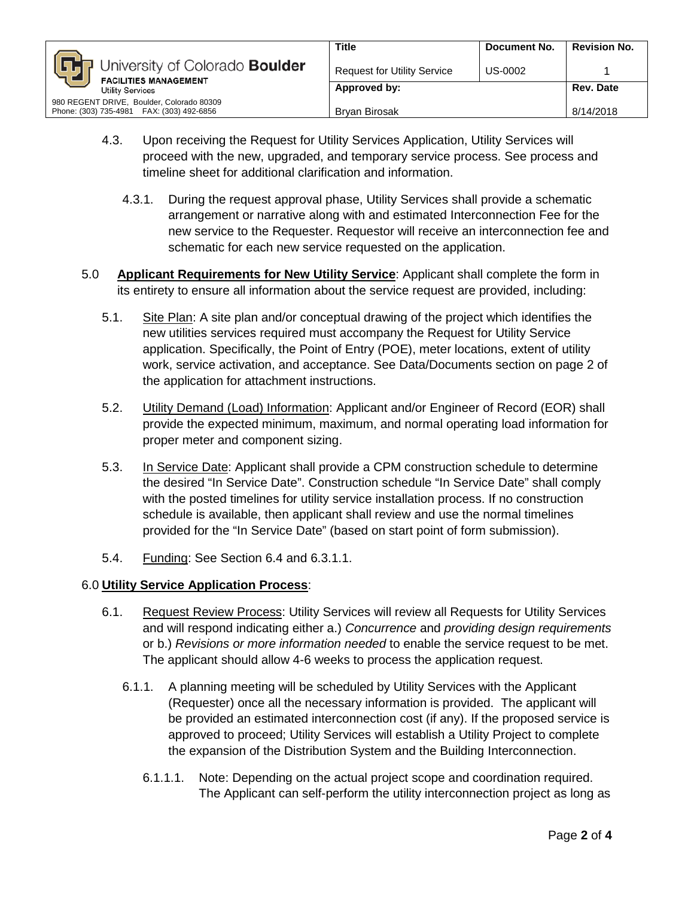4.3. Upon receiving the Request for Utility Services Application, Utility Services will proceed with the new, upgraded, and temporary service process. See process and timeline sheet for additional clarification and information.

4.3.1. During the request approval phase, Utility Services shall provide a schematic arrangement or narrative along with and estimated Interconnection Fee for the new service to the Requester. Requestor will receive an interconnection fee and schematic for each new service requested on the application.

5.0 **Applicant Requirements for New Utility Service**: Applicant shall complete the form in its entirety to ensure all information about the service request are provided, including:

5.1. Site Plan: A site plan and/or conceptual drawing of the project which identifies the new utilities services required must accompany the Request for Utility Service application. Specifically, the Point of Entry (POE), meter locations, extent of utility work, service activation, and acceptance. See Data/Documents section on page 2 of the application for attachment instructions.

5.2. Utility Demand (Load) Information: Applicant and/or Engineer of Record (EOR) shall provide the expected minimum, maximum, and normal operating load information for proper meter and component sizing.

5.3. In Service Date: Applicant shall provide a CPM construction schedule to determine the desired "In Service Date". Construction schedule "In Service Date" shall comply with the posted timelines for utility service installation process. If no construction schedule is available, then applicant shall review and use the normal timelines provided for the "In Service Date" (based on start point of form submission).

5.4. Funding: See Section 6.4 and 6.3.1.1.

6.0 **Utility Service Application Process**:

6.1. Request Review Process: Utility Services will review all Requests for Utility Services and will respond indicating either a.) *Concurrence* and *providing design requirements* or b.) *Revisions or more information needed* to enable the service request to be met. The applicant should allow 4-6 weeks to process the application request.

6.1.1. A planning meeting will be scheduled by Utility Services with the Applicant (Requester) once all the necessary information is provided. The applicant will be provided an estimated interconnection cost (if any). If the proposed service is approved to proceed; Utility Services will establish a Utility Project to complete the expansion of the Distribution System and the Building Interconnection.

6.1.1.1. Note: Depending on the actual project scope and coordination required. The Applicant can self-perform the utility interconnection project as long as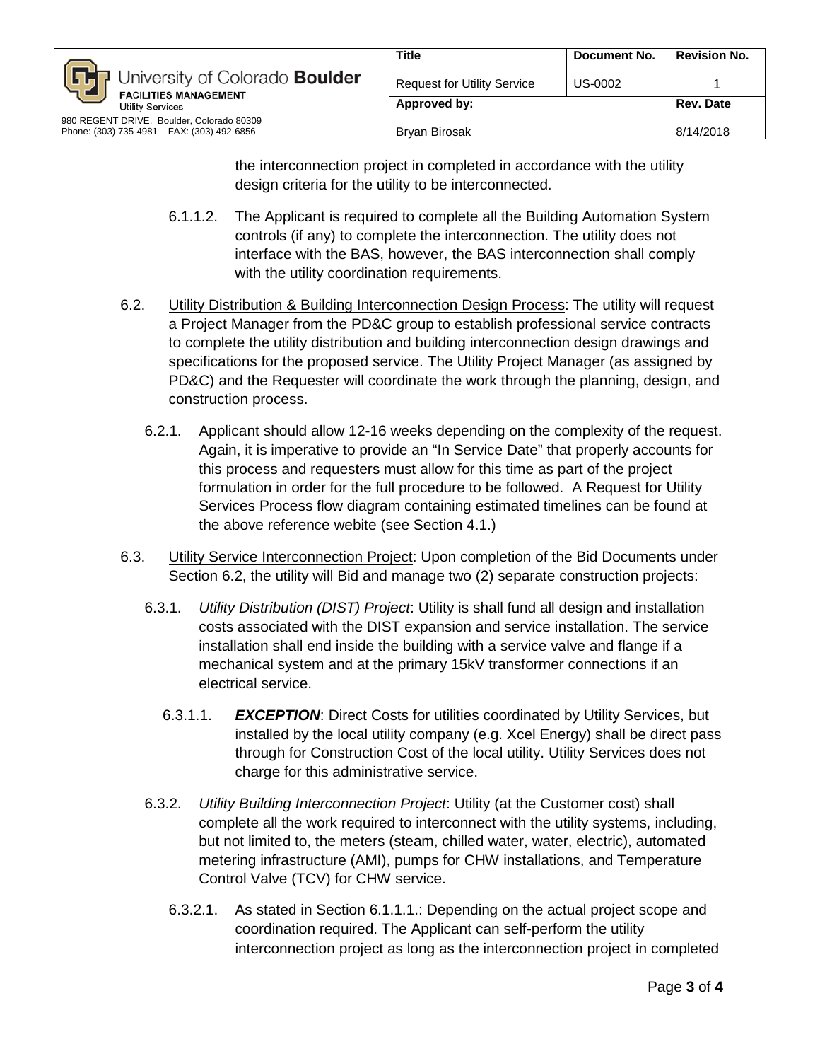the interconnection project in completed in accordance with the utility design criteria for the utility to be interconnected.

6.1.1.2. The Applicant is required to complete all the Building Automation System controls (if any) to complete the interconnection. The utility does not interface with the BAS, however, the BAS interconnection shall comply with the utility coordination requirements.

6.2. Utility Distribution & Building Interconnection Design Process: The utility will request a Project Manager from the PD&C group to establish professional service contracts to complete the utility distribution and building interconnection design drawings and specifications for the proposed service. The Utility Project Manager (as assigned by PD&C) and the Requester will coordinate the work through the planning, design, and construction process.

6.2.1. Applicant should allow 12-16 weeks depending on the complexity of the request. Again, it is imperative to provide an "In Service Date" that properly accounts for this process and requesters must allow for this time as part of the project formulation in order for the full procedure to be followed. A Request for Utility Services Process flow diagram containing estimated timelines can be found at the above reference webite (see Section 4.1.)

6.3. Utility Service Interconnection Project: Upon completion of the Bid Documents under Section 6.2, the utility will Bid and manage two (2) separate construction projects:

6.3.1. *Utility Distribution (DIST) Project*: Utility is shall fund all design and installation costs associated with the DIST expansion and service installation. The service installation shall end inside the building with a service valve and flange if a mechanical system and at the primary 15kV transformer connections if an electrical service.

6.3.1.1. ***EXCEPTION***: Direct Costs for utilities coordinated by Utility Services, but installed by the local utility company (e.g. Xcel Energy) shall be direct pass through for Construction Cost of the local utility. Utility Services does not charge for this administrative service.

6.3.2. *Utility Building Interconnection Project*: Utility (at the Customer cost) shall complete all the work required to interconnect with the utility systems, including, but not limited to, the meters (steam, chilled water, water, electric), automated metering infrastructure (AMI), pumps for CHW installations, and Temperature Control Valve (TCV) for CHW service.

6.3.2.1. As stated in Section 6.1.1.1.: Depending on the actual project scope and coordination required. The Applicant can self-perform the utility interconnection project as long as the interconnection project in completed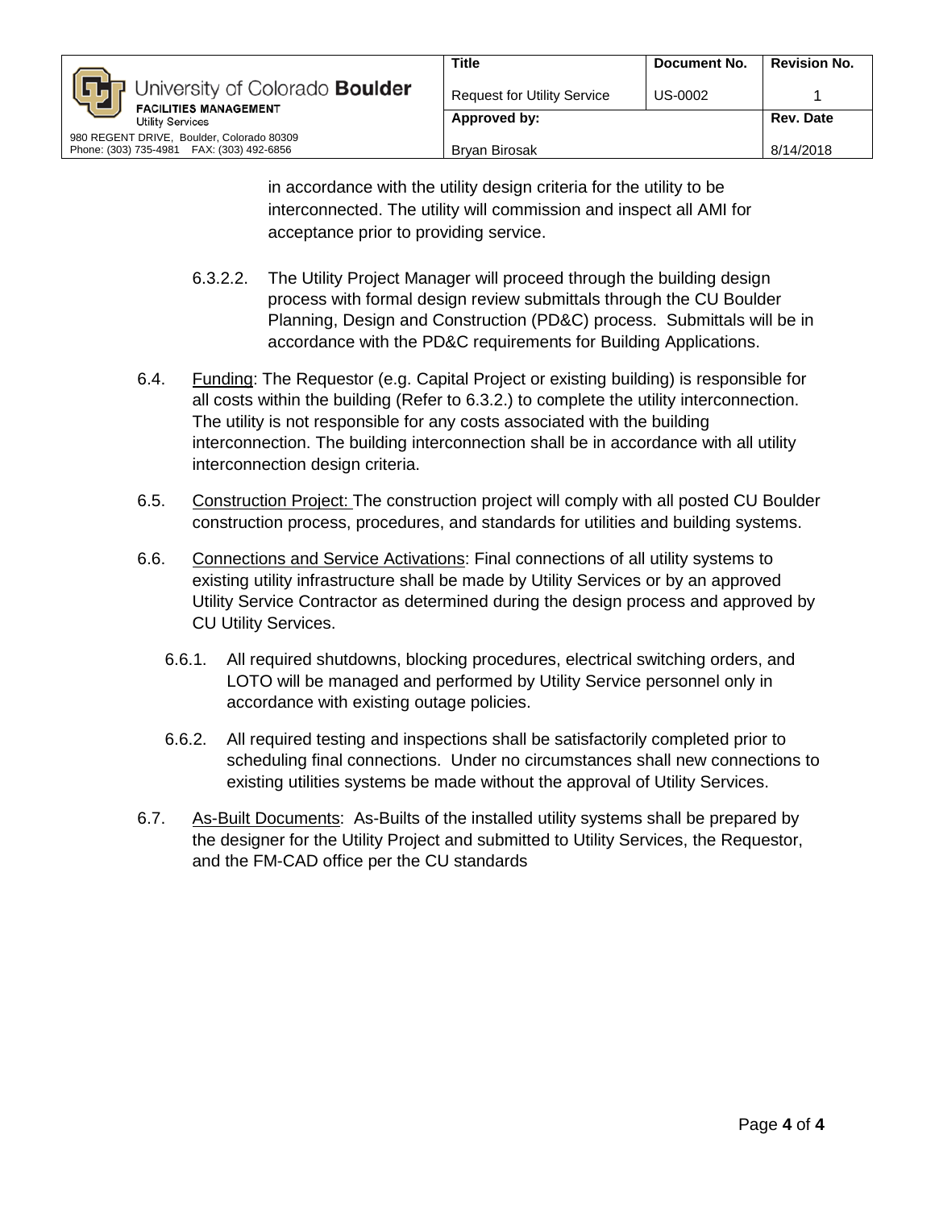in accordance with the utility design criteria for the utility to be interconnected. The utility will commission and inspect all AMI for acceptance prior to providing service.

6.3.2.2. The Utility Project Manager will proceed through the building design process with formal design review submittals through the CU Boulder Planning, Design and Construction (PD&C) process. Submittals will be in accordance with the PD&C requirements for Building Applications.

6.4. Funding: The Requestor (e.g. Capital Project or existing building) is responsible for all costs within the building (Refer to 6.3.2.) to complete the utility interconnection. The utility is not responsible for any costs associated with the building interconnection. The building interconnection shall be in accordance with all utility interconnection design criteria.

6.5. Construction Project: The construction project will comply with all posted CU Boulder construction process, procedures, and standards for utilities and building systems.

6.6. Connections and Service Activations: Final connections of all utility systems to existing utility infrastructure shall be made by Utility Services or by an approved Utility Service Contractor as determined during the design process and approved by CU Utility Services.

6.6.1. All required shutdowns, blocking procedures, electrical switching orders, and LOTO will be managed and performed by Utility Service personnel only in accordance with existing outage policies.

6.6.2. All required testing and inspections shall be satisfactorily completed prior to scheduling final connections. Under no circumstances shall new connections to existing utilities systems be made without the approval of Utility Services.

6.7. As-Built Documents: As-Builts of the installed utility systems shall be prepared by the designer for the Utility Project and submitted to Utility Services, the Requestor, and the FM-CAD office per the CU standards